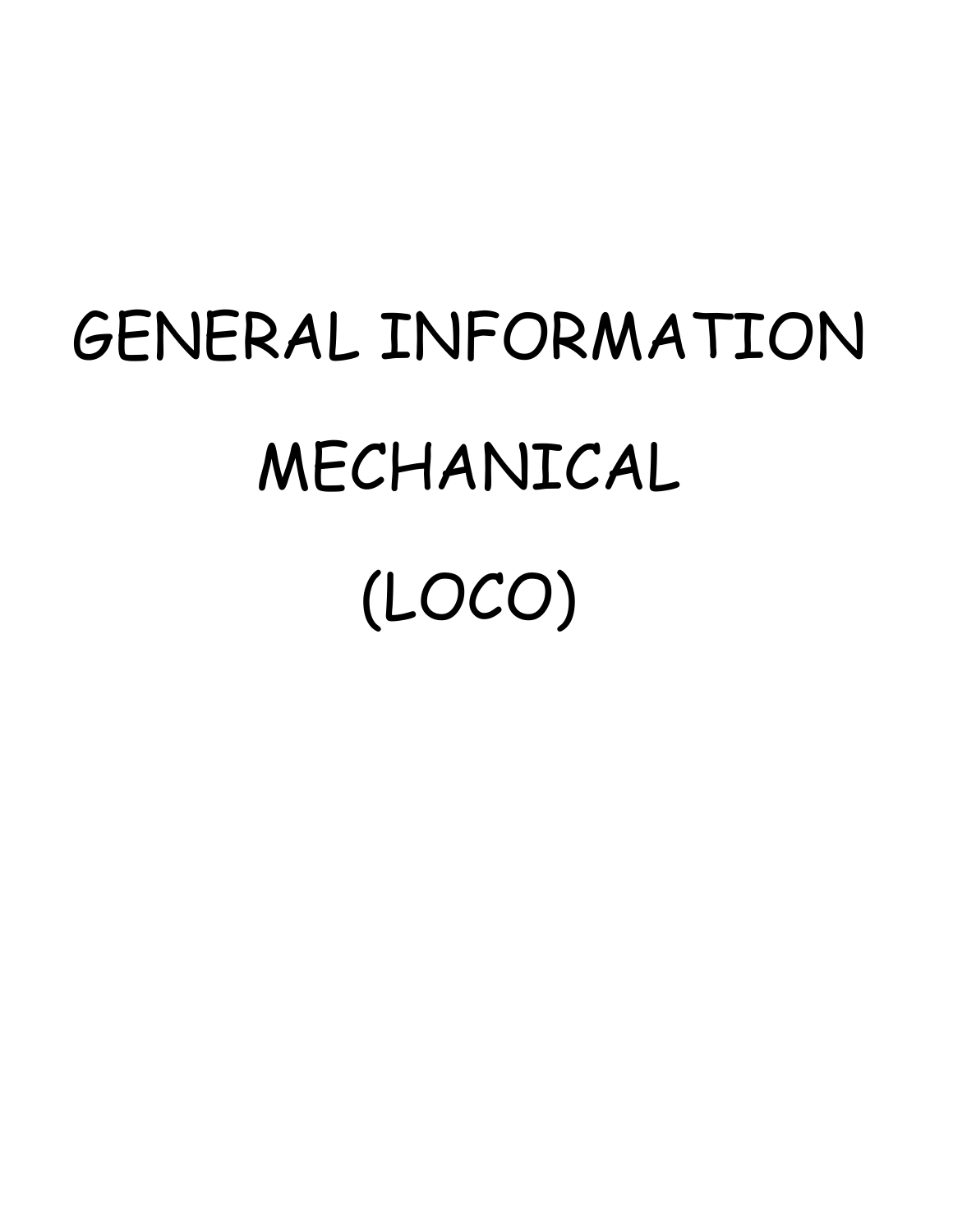# GENERAL INFORMATION

# MECHANICAL

# (LOCO)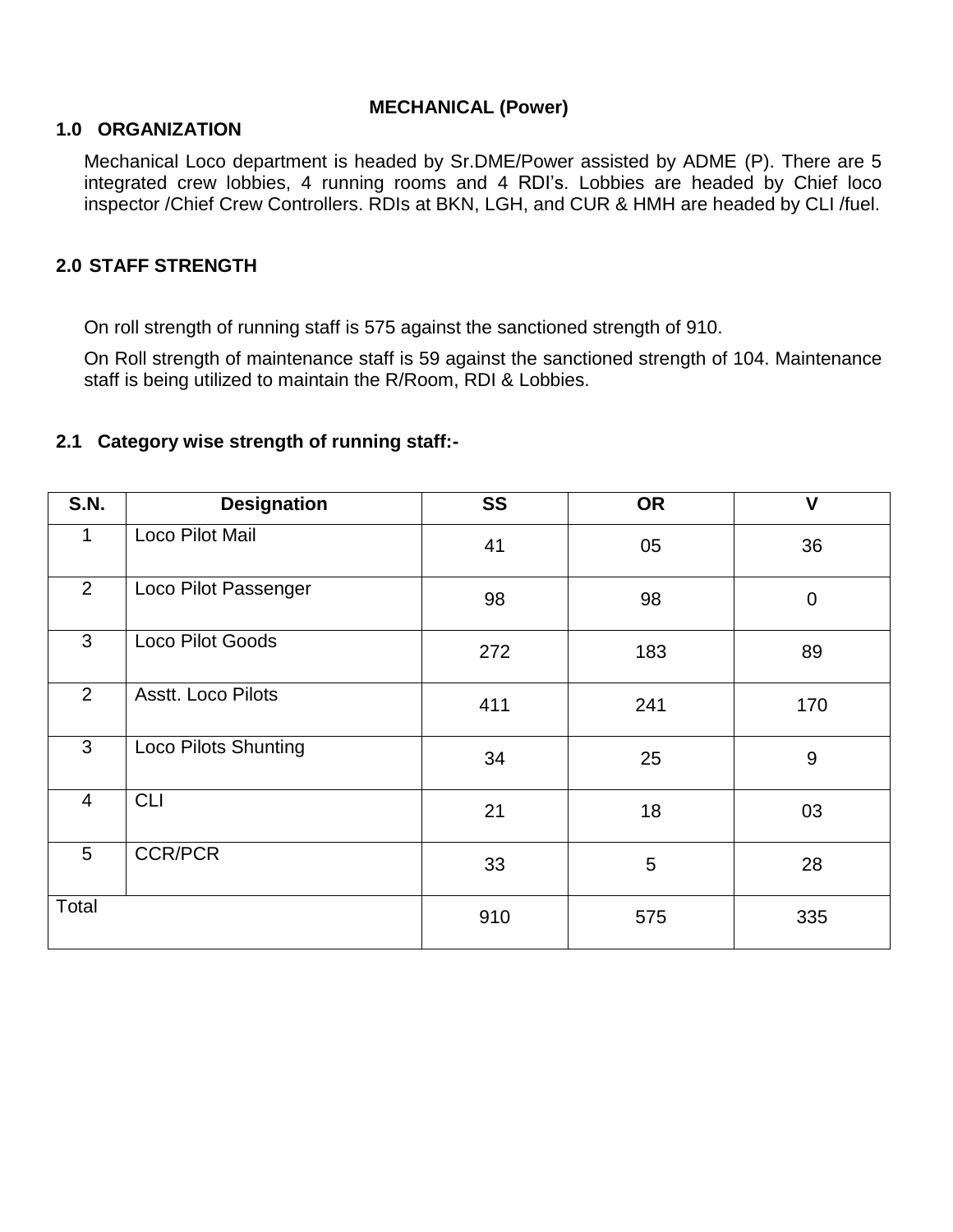# MECHANICAL (Power)

## 1.0 ORGANIZATION

Mechanical Loco department is headed by Sr.DME/Power assisted by ADME (P). There are 5 integrated crew lobbies, 4 running rooms and 4 RDI's. Lobbies are headed by Chief loco inspector /Chief Crew Controllers. RDIs at BKN, LGH, and CUR & HMH are headed by CLI /fuel.

## 2.0 STAFF STRENGTH

On roll strength of running staff is 575 against the sanctioned strength of 910.

On Roll strength of maintenance staff is 59 against the sanctioned strength of 104. Maintenance staff is being utilized to maintain the R/Room, RDI & Lobbies.

### 2.1 Category wise strength of running staff:-

| S.N. | Designation | SS | OR | V |
|---|---|---|---|---|
| 1 | Loco Pilot Mail | 41 | 05 | 36 |
| 2 | Loco Pilot Passenger | 98 | 98 | 0 |
| 3 | Loco Pilot Goods | 272 | 183 | 89 |
| 2 | Asstt. Loco Pilots | 411 | 241 | 170 |
| 3 | Loco Pilots Shunting | 34 | 25 | 9 |
| 4 | CLI | 21 | 18 | 03 |
| 5 | CCR/PCR | 33 | 5 | 28 |
| Total | | 910 | 575 | 335 |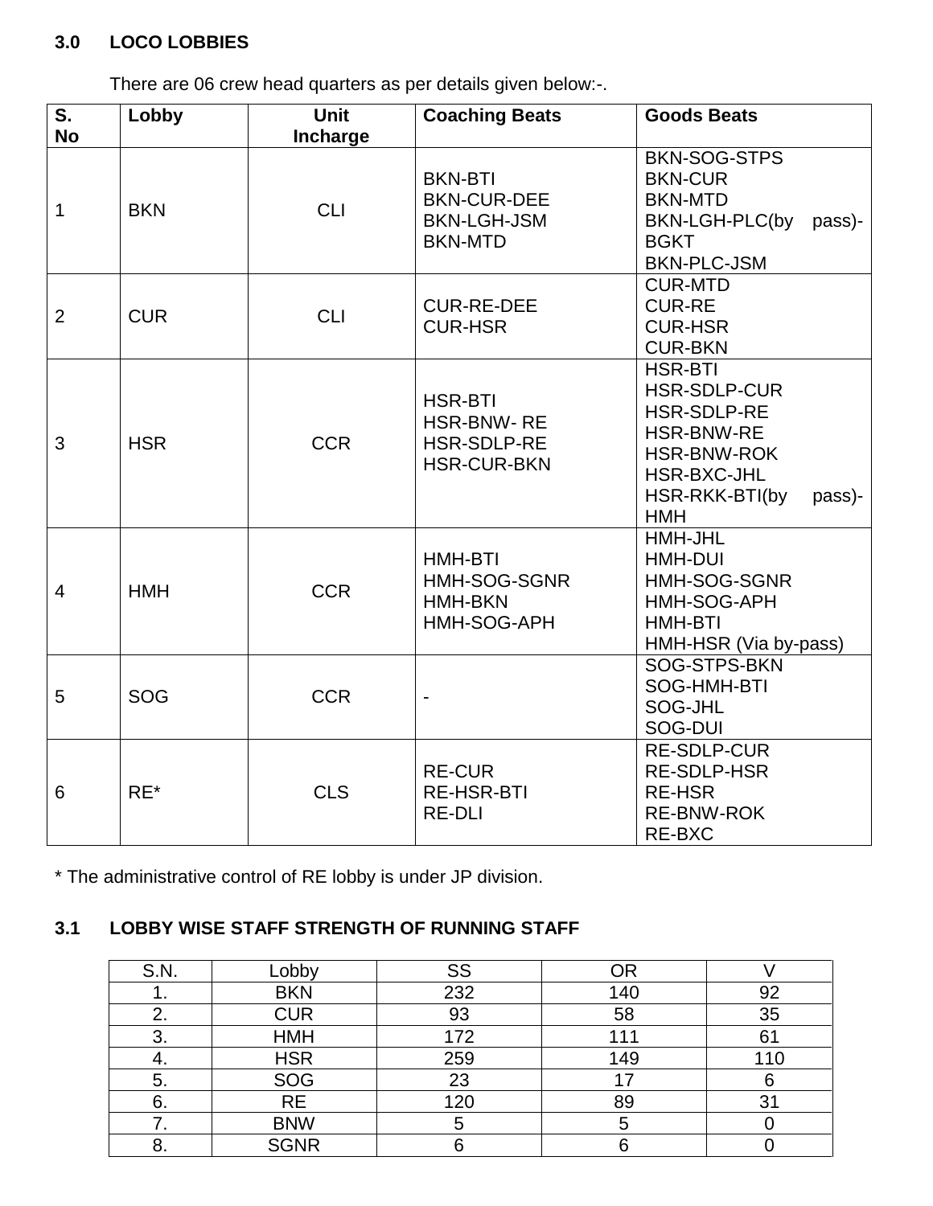## 3.0 LOCO LOBBIES

There are 06 crew head quarters as per details given below:-.

| S. No | Lobby | Unit Incharge | Coaching Beats | Goods Beats |
|---|---|---|---|---|
| 1 | BKN | CLI | BKN-BTI<br>BKN-CUR-DEE<br>BKN-LGH-JSM<br>BKN-MTD | BKN-SOG-STPS<br>BKN-CUR<br>BKN-MTD<br>BKN-LGH-PLC(by pass)-BGKT<br>BKN-PLC-JSM |
| 2 | CUR | CLI | CUR-RE-DEE<br>CUR-HSR | CUR-MTD<br>CUR-RE<br>CUR-HSR<br>CUR-BKN |
| 3 | HSR | CCR | HSR-BTI<br>HSR-BNW- RE<br>HSR-SDLP-RE<br>HSR-CUR-BKN | HSR-BTI<br>HSR-SDLP-CUR<br>HSR-SDLP-RE<br>HSR-BNW-RE<br>HSR-BNW-ROK<br>HSR-BXC-JHL<br>HSR-RKK-BTI(by pass)-HMH |
| 4 | HMH | CCR | HMH-BTI<br>HMH-SOG-SGNR<br>HMH-BKN<br>HMH-SOG-APH | HMH-JHL<br>HMH-DUI<br>HMH-SOG-SGNR<br>HMH-SOG-APH<br>HMH-BTI<br>HMH-HSR (Via by-pass) |
| 5 | SOG | CCR | - | SOG-STPS-BKN<br>SOG-HMH-BTI<br>SOG-JHL<br>SOG-DUI |
| 6 | RE* | CLS | RE-CUR<br>RE-HSR-BTI<br>RE-DLI | RE-SDLP-CUR<br>RE-SDLP-HSR<br>RE-HSR<br>RE-BNW-ROK<br>RE-BXC |

* The administrative control of RE lobby is under JP division.

## 3.1 LOBBY WISE STAFF STRENGTH OF RUNNING STAFF

| S.N. | Lobby | SS | OR | V |
|---|---|---|---|---|
| 1. | BKN | 232 | 140 | 92 |
| 2. | CUR | 93 | 58 | 35 |
| 3. | HMH | 172 | 111 | 61 |
| 4. | HSR | 259 | 149 | 110 |
| 5. | SOG | 23 | 17 | 6 |
| 6. | RE | 120 | 89 | 31 |
| 7. | BNW | 5 | 5 | 0 |
| 8. | SGNR | 6 | 6 | 0 |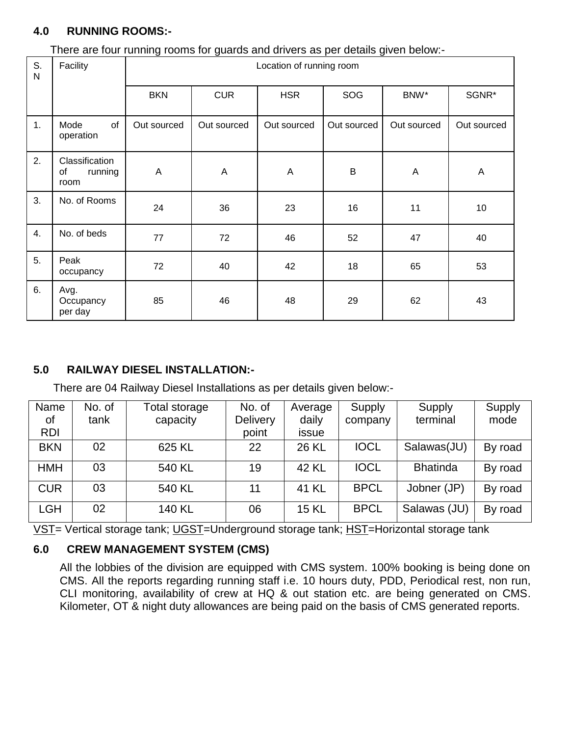### 4.0 RUNNING ROOMS:-

There are four running rooms for guards and drivers as per details given below:-

| S. N | Facility | Location of running room | | | | | |
|---|---|---|---|---|---|---|---|
| | | BKN | CUR | HSR | SOG | BNW* | SGNR* |
| 1. | Mode of operation | Out sourced | Out sourced | Out sourced | Out sourced | Out sourced | Out sourced |
| 2. | Classification of running room | A | A | A | B | A | A |
| 3. | No. of Rooms | 24 | 36 | 23 | 16 | 11 | 10 |
| 4. | No. of beds | 77 | 72 | 46 | 52 | 47 | 40 |
| 5. | Peak occupancy | 72 | 40 | 42 | 18 | 65 | 53 |
| 6. | Avg. Occupancy per day | 85 | 46 | 48 | 29 | 62 | 43 |

### 5.0 RAILWAY DIESEL INSTALLATION:-

There are 04 Railway Diesel Installations as per details given below:-

| Name of RDI | No. of tank | Total storage capacity | No. of Delivery point | Average daily issue | Supply company | Supply terminal | Supply mode |
|---|---|---|---|---|---|---|---|
| BKN | 02 | 625 KL | 22 | 26 KL | IOCL | Salawas(JU) | By road |
| HMH | 03 | 540 KL | 19 | 42 KL | IOCL | Bhatinda | By road |
| CUR | 03 | 540 KL | 11 | 41 KL | BPCL | Jobner (JP) | By road |
| LGH | 02 | 140 KL | 06 | 15 KL | BPCL | Salawas (JU) | By road |

VST= Vertical storage tank; UGST=Underground storage tank; HST=Horizontal storage tank

### 6.0 CREW MANAGEMENT SYSTEM (CMS)

All the lobbies of the division are equipped with CMS system. 100% booking is being done on CMS. All the reports regarding running staff i.e. 10 hours duty, PDD, Periodical rest, non run, CLI monitoring, availability of crew at HQ & out station etc. are being generated on CMS. Kilometer, OT & night duty allowances are being paid on the basis of CMS generated reports.